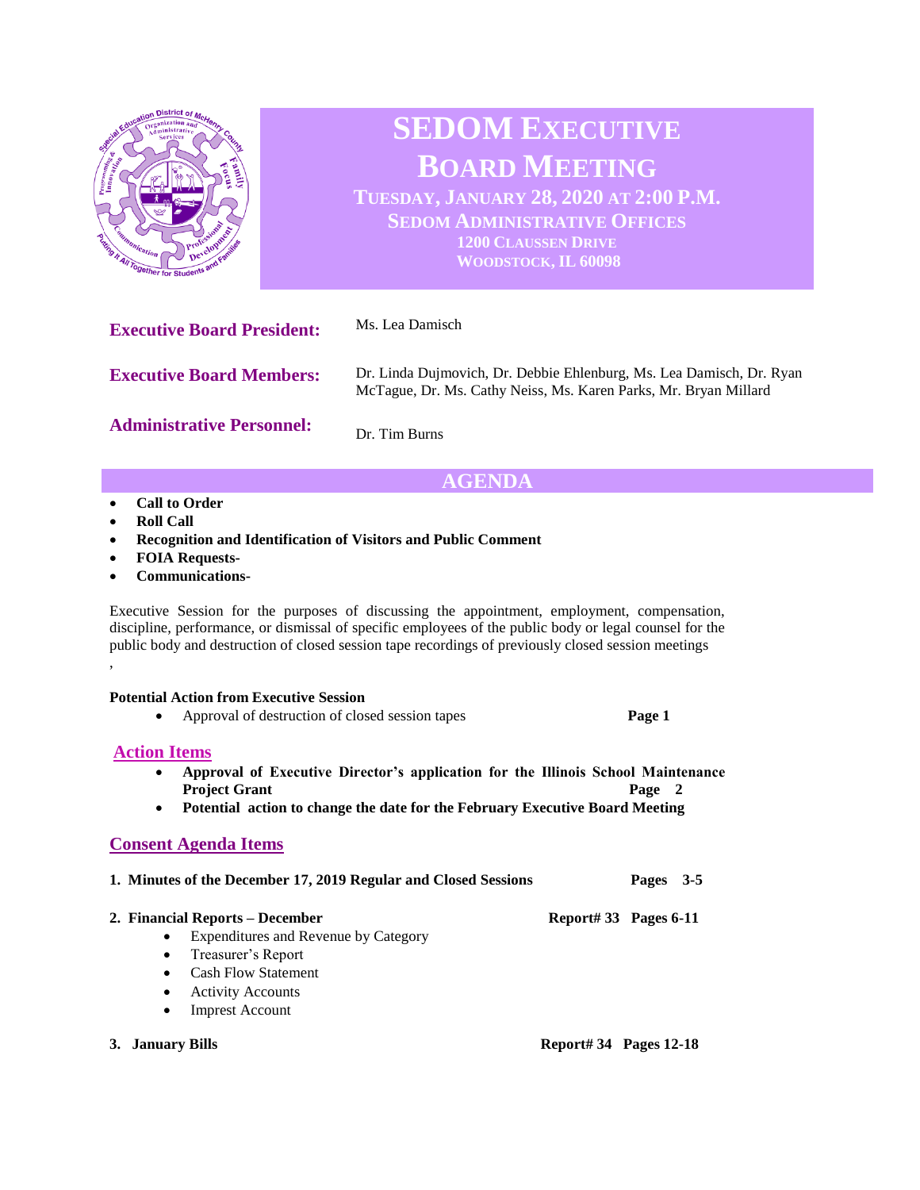# SEDOM Executive Board Meeting

**Tuesday, January 28, 2020 at 2:00 P.M.**
**SEDOM Administrative Offices**
**1200 Claussen Drive**
**Woodstock, IL 60098**

**Executive Board President:** Ms. Lea Damisch

**Executive Board Members:** Dr. Linda Dujmovich, Dr. Debbie Ehlenburg, Ms. Lea Damisch, Dr. Ryan McTague, Dr. Ms. Cathy Neiss, Ms. Karen Parks, Mr. Bryan Millard

**Administrative Personnel:** Dr. Tim Burns

## AGENDA

- **Call to Order**
- **Roll Call**
- **Recognition and Identification of Visitors and Public Comment**
- **FOIA Requests-**
- **Communications-**

Executive Session for the purposes of discussing the appointment, employment, compensation, discipline, performance, or dismissal of specific employees of the public body or legal counsel for the public body and destruction of closed session tape recordings of previously closed session meetings

,

**Potential Action from Executive Session**

- Approval of destruction of closed session tapes **Page 1**

## Action Items

- **Approval of Executive Director's application for the Illinois School Maintenance Project Grant** **Page 2**
- **Potential action to change the date for the February Executive Board Meeting**

## Consent Agenda Items

1. **Minutes of the December 17, 2019 Regular and Closed Sessions** **Pages 3-5**

2. **Financial Reports – December** **Report# 33 Pages 6-11**
   - Expenditures and Revenue by Category
   - Treasurer's Report
   - Cash Flow Statement
   - Activity Accounts
   - Imprest Account

3. **January Bills** **Report# 34 Pages 12-18**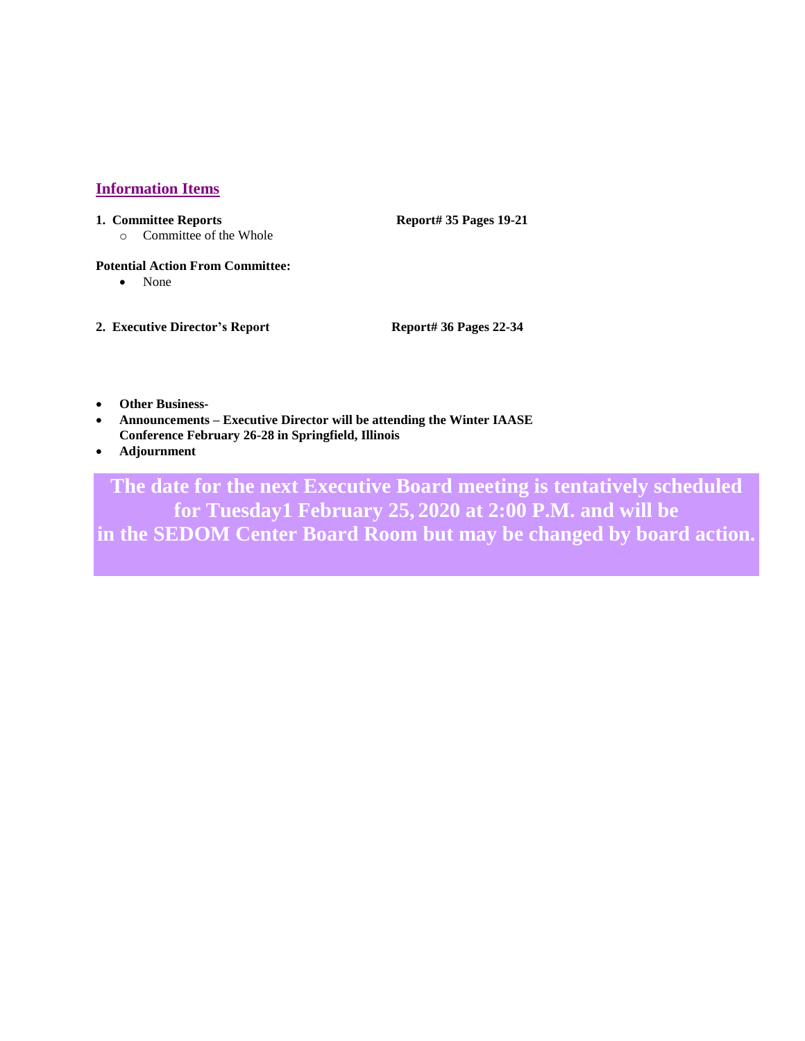## Information Items

**1. Committee Reports** **Report# 35 Pages 19-21**

- Committee of the Whole

**Potential Action From Committee:**

- None

**2. Executive Director's Report** **Report# 36 Pages 22-34**

- **Other Business-**
- **Announcements – Executive Director will be attending the Winter IAASE Conference February 26-28 in Springfield, Illinois**
- **Adjournment**

**The date for the next Executive Board meeting is tentatively scheduled for Tuesday1 February 25, 2020 at 2:00 P.M. and will be in the SEDOM Center Board Room but may be changed by board action.**